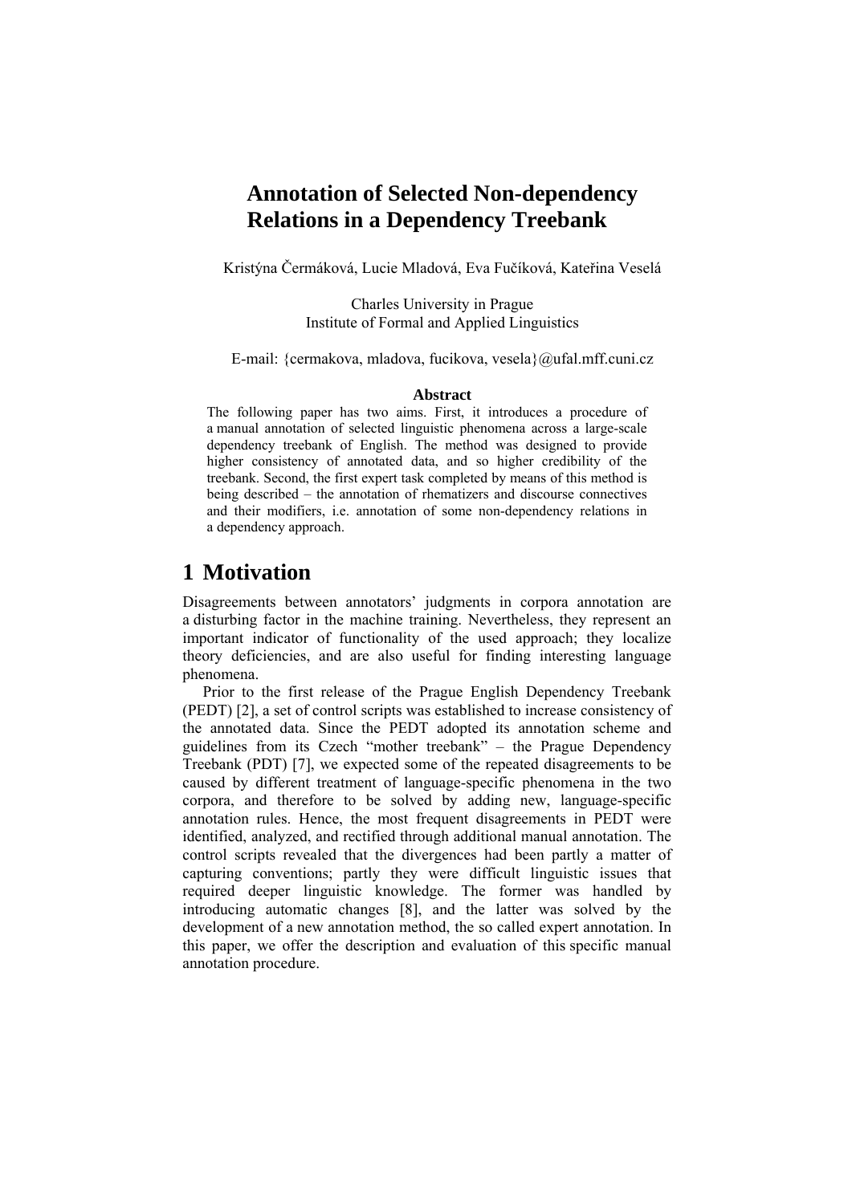# Annotation of Selected Non-dependency Relations in a Dependency Treebank

Kristýna Čermáková, Lucie Mladová, Eva Fučíková, Kateřina Veselá

Charles University in Prague
Institute of Formal and Applied Linguistics

E-mail: {cermakova, mladova, fucikova, vesela}@ufal.mff.cuni.cz

**Abstract**

The following paper has two aims. First, it introduces a procedure of a manual annotation of selected linguistic phenomena across a large-scale dependency treebank of English. The method was designed to provide higher consistency of annotated data, and so higher credibility of the treebank. Second, the first expert task completed by means of this method is being described – the annotation of rhematizers and discourse connectives and their modifiers, i.e. annotation of some non-dependency relations in a dependency approach.

## 1 Motivation

Disagreements between annotators' judgments in corpora annotation are a disturbing factor in the machine training. Nevertheless, they represent an important indicator of functionality of the used approach; they localize theory deficiencies, and are also useful for finding interesting language phenomena.

Prior to the first release of the Prague English Dependency Treebank (PEDT) [2], a set of control scripts was established to increase consistency of the annotated data. Since the PEDT adopted its annotation scheme and guidelines from its Czech "mother treebank" – the Prague Dependency Treebank (PDT) [7], we expected some of the repeated disagreements to be caused by different treatment of language-specific phenomena in the two corpora, and therefore to be solved by adding new, language-specific annotation rules. Hence, the most frequent disagreements in PEDT were identified, analyzed, and rectified through additional manual annotation. The control scripts revealed that the divergences had been partly a matter of capturing conventions; partly they were difficult linguistic issues that required deeper linguistic knowledge. The former was handled by introducing automatic changes [8], and the latter was solved by the development of a new annotation method, the so called expert annotation. In this paper, we offer the description and evaluation of this specific manual annotation procedure.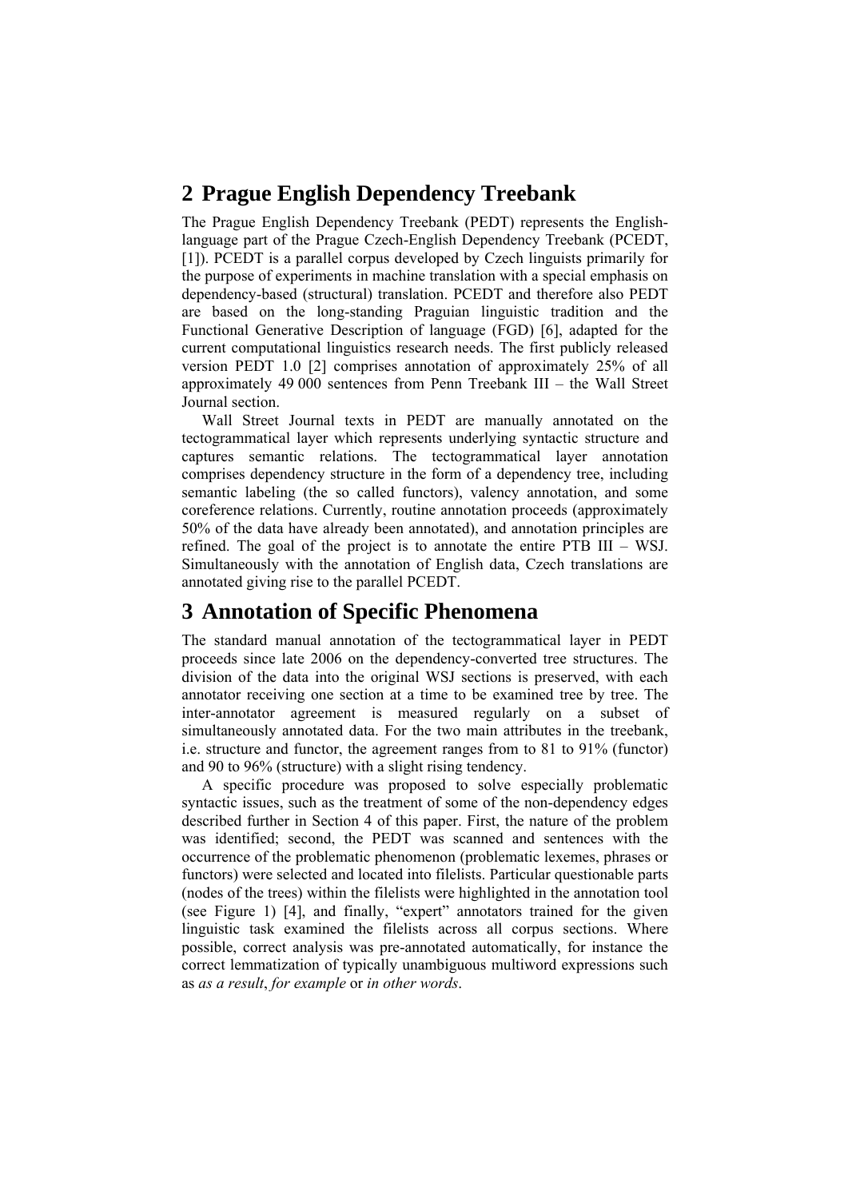## 2 Prague English Dependency Treebank

The Prague English Dependency Treebank (PEDT) represents the English-language part of the Prague Czech-English Dependency Treebank (PCEDT, [1]). PCEDT is a parallel corpus developed by Czech linguists primarily for the purpose of experiments in machine translation with a special emphasis on dependency-based (structural) translation. PCEDT and therefore also PEDT are based on the long-standing Praguian linguistic tradition and the Functional Generative Description of language (FGD) [6], adapted for the current computational linguistics research needs. The first publicly released version PEDT 1.0 [2] comprises annotation of approximately 25% of all approximately 49 000 sentences from Penn Treebank III – the Wall Street Journal section.

Wall Street Journal texts in PEDT are manually annotated on the tectogrammatical layer which represents underlying syntactic structure and captures semantic relations. The tectogrammatical layer annotation comprises dependency structure in the form of a dependency tree, including semantic labeling (the so called functors), valency annotation, and some coreference relations. Currently, routine annotation proceeds (approximately 50% of the data have already been annotated), and annotation principles are refined. The goal of the project is to annotate the entire PTB III – WSJ. Simultaneously with the annotation of English data, Czech translations are annotated giving rise to the parallel PCEDT.

## 3 Annotation of Specific Phenomena

The standard manual annotation of the tectogrammatical layer in PEDT proceeds since late 2006 on the dependency-converted tree structures. The division of the data into the original WSJ sections is preserved, with each annotator receiving one section at a time to be examined tree by tree. The inter-annotator agreement is measured regularly on a subset of simultaneously annotated data. For the two main attributes in the treebank, i.e. structure and functor, the agreement ranges from to 81 to 91% (functor) and 90 to 96% (structure) with a slight rising tendency.

A specific procedure was proposed to solve especially problematic syntactic issues, such as the treatment of some of the non-dependency edges described further in Section 4 of this paper. First, the nature of the problem was identified; second, the PEDT was scanned and sentences with the occurrence of the problematic phenomenon (problematic lexemes, phrases or functors) were selected and located into filelists. Particular questionable parts (nodes of the trees) within the filelists were highlighted in the annotation tool (see Figure 1) [4], and finally, "expert" annotators trained for the given linguistic task examined the filelists across all corpus sections. Where possible, correct analysis was pre-annotated automatically, for instance the correct lemmatization of typically unambiguous multiword expressions such as *as a result*, *for example* or *in other words*.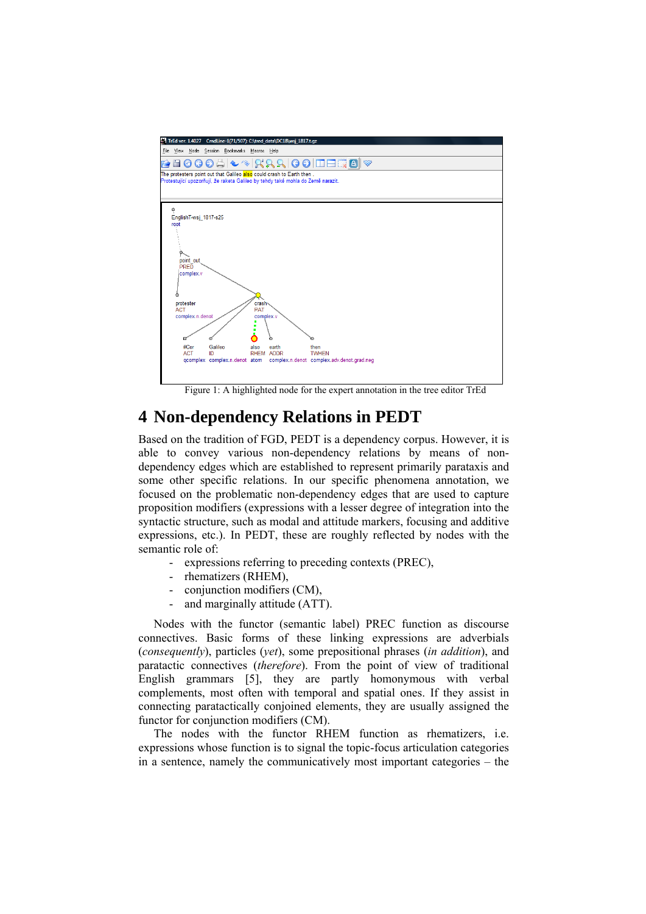Figure 1: A highlighted node for the expert annotation in the tree editor TrEd

# 4 Non-dependency Relations in PEDT

Based on the tradition of FGD, PEDT is a dependency corpus. However, it is able to convey various non-dependency relations by means of non-dependency edges which are established to represent primarily parataxis and some other specific relations. In our specific phenomena annotation, we focused on the problematic non-dependency edges that are used to capture proposition modifiers (expressions with a lesser degree of integration into the syntactic structure, such as modal and attitude markers, focusing and additive expressions, etc.). In PEDT, these are roughly reflected by nodes with the semantic role of:

- expressions referring to preceding contexts (PREC),
- rhematizers (RHEM),
- conjunction modifiers (CM),
- and marginally attitude (ATT).

Nodes with the functor (semantic label) PREC function as discourse connectives. Basic forms of these linking expressions are adverbials (*consequently*), particles (*yet*), some prepositional phrases (*in addition*), and paratactic connectives (*therefore*). From the point of view of traditional English grammars [5], they are partly homonymous with verbal complements, most often with temporal and spatial ones. If they assist in connecting paratactically conjoined elements, they are usually assigned the functor for conjunction modifiers (CM).

The nodes with the functor RHEM function as rhematizers, i.e. expressions whose function is to signal the topic-focus articulation categories in a sentence, namely the communicatively most important categories – the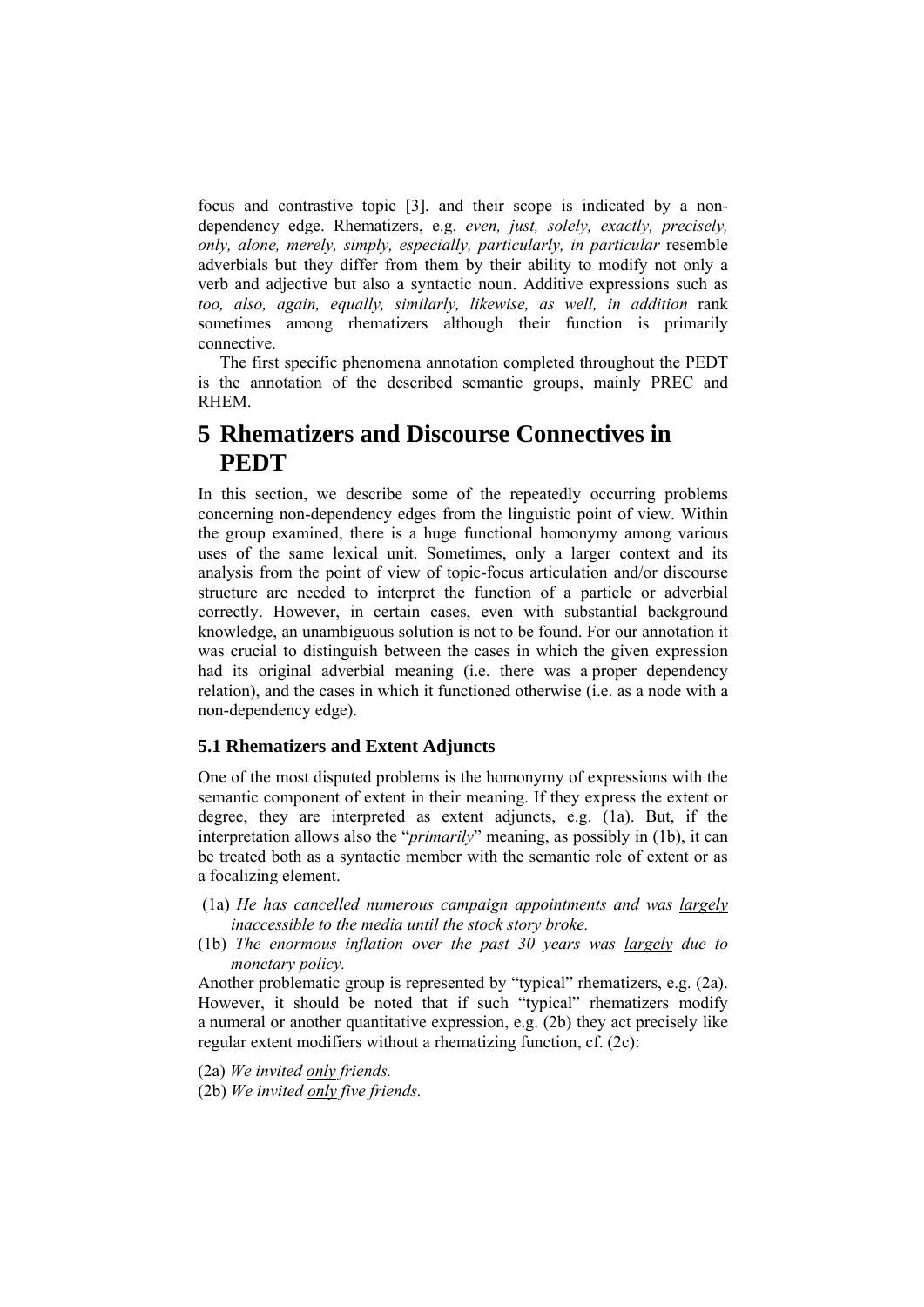focus and contrastive topic [3], and their scope is indicated by a non-dependency edge. Rhematizers, e.g. *even, just, solely, exactly, precisely, only, alone, merely, simply, especially, particularly, in particular* resemble adverbials but they differ from them by their ability to modify not only a verb and adjective but also a syntactic noun. Additive expressions such as *too, also, again, equally, similarly, likewise, as well, in addition* rank sometimes among rhematizers although their function is primarily connective.

The first specific phenomena annotation completed throughout the PEDT is the annotation of the described semantic groups, mainly PREC and RHEM.

# 5 Rhematizers and Discourse Connectives in PEDT

In this section, we describe some of the repeatedly occurring problems concerning non-dependency edges from the linguistic point of view. Within the group examined, there is a huge functional homonymy among various uses of the same lexical unit. Sometimes, only a larger context and its analysis from the point of view of topic-focus articulation and/or discourse structure are needed to interpret the function of a particle or adverbial correctly. However, in certain cases, even with substantial background knowledge, an unambiguous solution is not to be found. For our annotation it was crucial to distinguish between the cases in which the given expression had its original adverbial meaning (i.e. there was a proper dependency relation), and the cases in which it functioned otherwise (i.e. as a node with a non-dependency edge).

### 5.1 Rhematizers and Extent Adjuncts

One of the most disputed problems is the homonymy of expressions with the semantic component of extent in their meaning. If they express the extent or degree, they are interpreted as extent adjuncts, e.g. (1a). But, if the interpretation allows also the "*primarily*" meaning, as possibly in (1b), it can be treated both as a syntactic member with the semantic role of extent or as a focalizing element.

(1a) *He has cancelled numerous campaign appointments and was <u>largely</u> inaccessible to the media until the stock story broke.*

(1b) *The enormous inflation over the past 30 years was <u>largely</u> due to monetary policy.*

Another problematic group is represented by "typical" rhematizers, e.g. (2a). However, it should be noted that if such "typical" rhematizers modify a numeral or another quantitative expression, e.g. (2b) they act precisely like regular extent modifiers without a rhematizing function, cf. (2c):

(2a) *We invited <u>only</u> friends.*

(2b) *We invited <u>only</u> five friends.*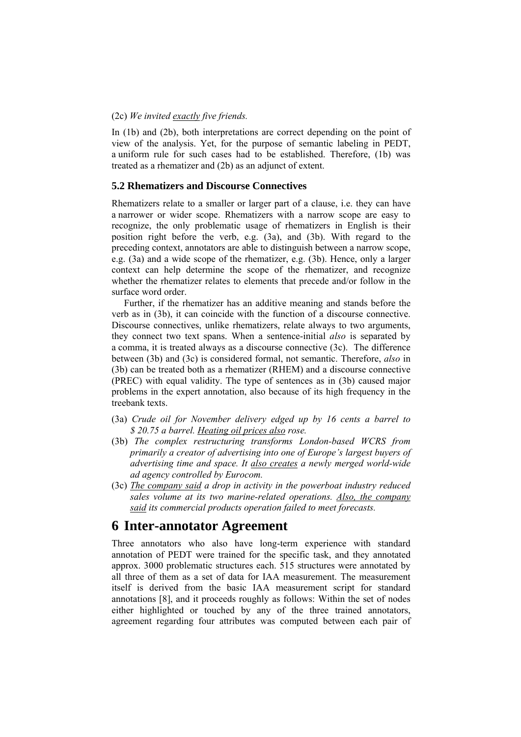(2c) *We invited* exactly *five friends.*

In (1b) and (2b), both interpretations are correct depending on the point of view of the analysis. Yet, for the purpose of semantic labeling in PEDT, a uniform rule for such cases had to be established. Therefore, (1b) was treated as a rhematizer and (2b) as an adjunct of extent.

### 5.2 Rhematizers and Discourse Connectives

Rhematizers relate to a smaller or larger part of a clause, i.e. they can have a narrower or wider scope. Rhematizers with a narrow scope are easy to recognize, the only problematic usage of rhematizers in English is their position right before the verb, e.g. (3a), and (3b). With regard to the preceding context, annotators are able to distinguish between a narrow scope, e.g. (3a) and a wide scope of the rhematizer, e.g. (3b). Hence, only a larger context can help determine the scope of the rhematizer, and recognize whether the rhematizer relates to elements that precede and/or follow in the surface word order.

Further, if the rhematizer has an additive meaning and stands before the verb as in (3b), it can coincide with the function of a discourse connective. Discourse connectives, unlike rhematizers, relate always to two arguments, they connect two text spans. When a sentence-initial *also* is separated by a comma, it is treated always as a discourse connective (3c). The difference between (3b) and (3c) is considered formal, not semantic. Therefore, *also* in (3b) can be treated both as a rhematizer (RHEM) and a discourse connective (PREC) with equal validity. The type of sentences as in (3b) caused major problems in the expert annotation, also because of its high frequency in the treebank texts.

(3a) *Crude oil for November delivery edged up by 16 cents a barrel to $ 20.75 a barrel.* Heating oil prices also *rose.*

(3b) *The complex restructuring transforms London-based WCRS from primarily a creator of advertising into one of Europe's largest buyers of advertising time and space. It* also creates *a newly merged world-wide ad agency controlled by Eurocom.*

(3c) The company said *a drop in activity in the powerboat industry reduced sales volume at its two marine-related operations.* Also, the company said *its commercial products operation failed to meet forecasts.*

# 6 Inter-annotator Agreement

Three annotators who also have long-term experience with standard annotation of PEDT were trained for the specific task, and they annotated approx. 3000 problematic structures each. 515 structures were annotated by all three of them as a set of data for IAA measurement. The measurement itself is derived from the basic IAA measurement script for standard annotations [8], and it proceeds roughly as follows: Within the set of nodes either highlighted or touched by any of the three trained annotators, agreement regarding four attributes was computed between each pair of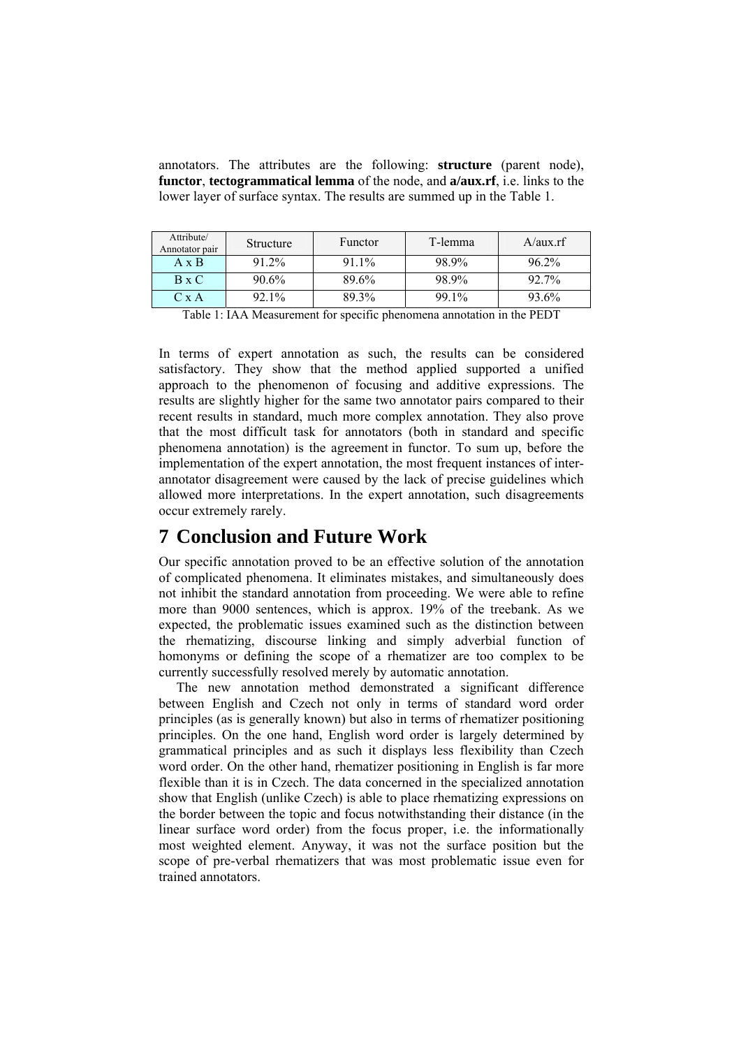annotators. The attributes are the following: **structure** (parent node), **functor**, **tectogrammatical lemma** of the node, and **a/aux.rf**, i.e. links to the lower layer of surface syntax. The results are summed up in the Table 1.

| Attribute/ Annotator pair | Structure | Functor | T-lemma | A/aux.rf |
|---|---|---|---|---|
| A x B | 91.2% | 91.1% | 98.9% | 96.2% |
| B x C | 90.6% | 89.6% | 98.9% | 92.7% |
| C x A | 92.1% | 89.3% | 99.1% | 93.6% |

Table 1: IAA Measurement for specific phenomena annotation in the PEDT

In terms of expert annotation as such, the results can be considered satisfactory. They show that the method applied supported a unified approach to the phenomenon of focusing and additive expressions. The results are slightly higher for the same two annotator pairs compared to their recent results in standard, much more complex annotation. They also prove that the most difficult task for annotators (both in standard and specific phenomena annotation) is the agreement in functor. To sum up, before the implementation of the expert annotation, the most frequent instances of inter-annotator disagreement were caused by the lack of precise guidelines which allowed more interpretations. In the expert annotation, such disagreements occur extremely rarely.

# 7 Conclusion and Future Work

Our specific annotation proved to be an effective solution of the annotation of complicated phenomena. It eliminates mistakes, and simultaneously does not inhibit the standard annotation from proceeding. We were able to refine more than 9000 sentences, which is approx. 19% of the treebank. As we expected, the problematic issues examined such as the distinction between the rhematizing, discourse linking and simply adverbial function of homonyms or defining the scope of a rhematizer are too complex to be currently successfully resolved merely by automatic annotation.

The new annotation method demonstrated a significant difference between English and Czech not only in terms of standard word order principles (as is generally known) but also in terms of rhematizer positioning principles. On the one hand, English word order is largely determined by grammatical principles and as such it displays less flexibility than Czech word order. On the other hand, rhematizer positioning in English is far more flexible than it is in Czech. The data concerned in the specialized annotation show that English (unlike Czech) is able to place rhematizing expressions on the border between the topic and focus notwithstanding their distance (in the linear surface word order) from the focus proper, i.e. the informationally most weighted element. Anyway, it was not the surface position but the scope of pre-verbal rhematizers that was most problematic issue even for trained annotators.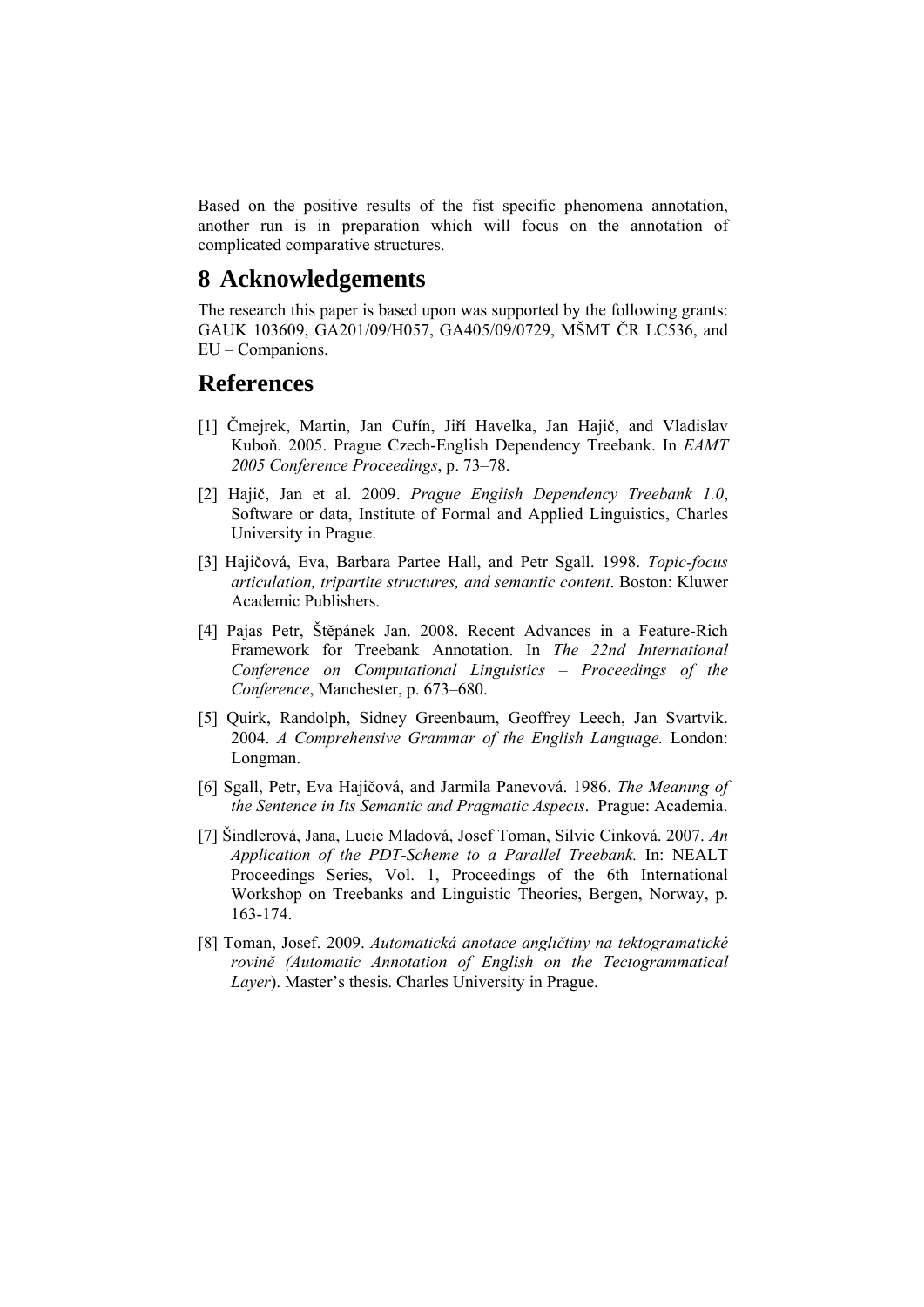Based on the positive results of the fist specific phenomena annotation, another run is in preparation which will focus on the annotation of complicated comparative structures.

## 8 Acknowledgements

The research this paper is based upon was supported by the following grants: GAUK 103609, GA201/09/H057, GA405/09/0729, MŠMT ČR LC536, and EU – Companions.

## References

[1] Čmejrek, Martin, Jan Cuřín, Jiří Havelka, Jan Hajič, and Vladislav Kuboň. 2005. Prague Czech-English Dependency Treebank. In *EAMT 2005 Conference Proceedings*, p. 73–78.

[2] Hajič, Jan et al. 2009. *Prague English Dependency Treebank 1.0*, Software or data, Institute of Formal and Applied Linguistics, Charles University in Prague.

[3] Hajičová, Eva, Barbara Partee Hall, and Petr Sgall. 1998. *Topic-focus articulation, tripartite structures, and semantic content*. Boston: Kluwer Academic Publishers.

[4] Pajas Petr, Štěpánek Jan. 2008. Recent Advances in a Feature-Rich Framework for Treebank Annotation. In *The 22nd International Conference on Computational Linguistics – Proceedings of the Conference*, Manchester, p. 673–680.

[5] Quirk, Randolph, Sidney Greenbaum, Geoffrey Leech, Jan Svartvik. 2004. *A Comprehensive Grammar of the English Language.* London: Longman.

[6] Sgall, Petr, Eva Hajičová, and Jarmila Panevová. 1986. *The Meaning of the Sentence in Its Semantic and Pragmatic Aspects*. Prague: Academia.

[7] Šindlerová, Jana, Lucie Mladová, Josef Toman, Silvie Cinková. 2007. *An Application of the PDT-Scheme to a Parallel Treebank.* In: NEALT Proceedings Series, Vol. 1, Proceedings of the 6th International Workshop on Treebanks and Linguistic Theories, Bergen, Norway, p. 163-174.

[8] Toman, Josef. 2009. *Automatická anotace angličtiny na tektogramatické rovině (Automatic Annotation of English on the Tectogrammatical Layer*). Master's thesis. Charles University in Prague.